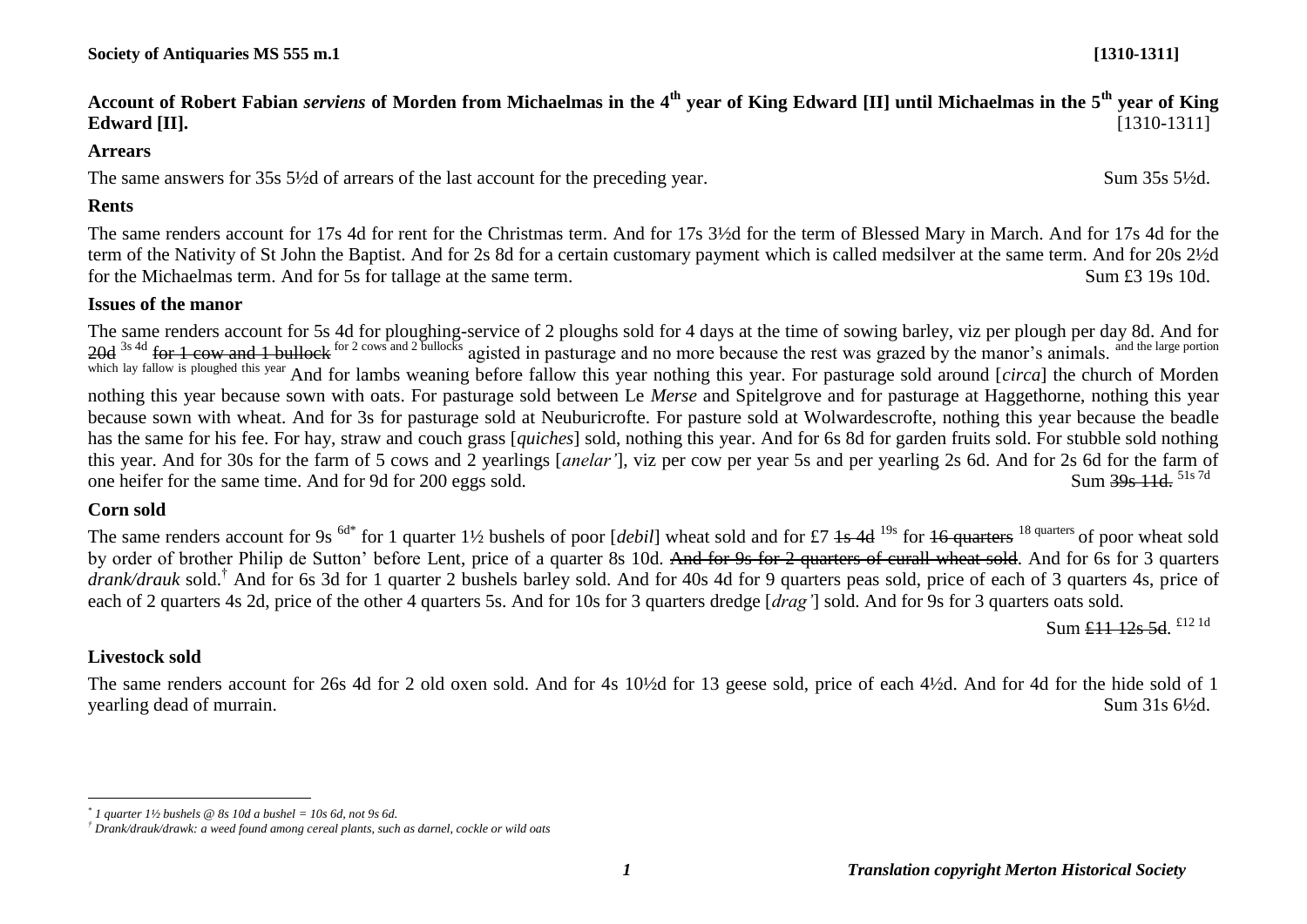**Society of Antiquaries MS 555 m.1** **[1310-1311]**

**Account of Robert Fabian *serviens* of Morden from Michaelmas in the 4th year of King Edward [II] until Michaelmas in the 5th year of King Edward [II].** [1310-1311]

## Arrears

The same answers for 35s 5½d of arrears of the last account for the preceding year. Sum 35s 5½d.

## Rents

The same renders account for 17s 4d for rent for the Christmas term. And for 17s 3½d for the term of Blessed Mary in March. And for 17s 4d for the term of the Nativity of St John the Baptist. And for 2s 8d for a certain customary payment which is called medsilver at the same term. And for 20s 2½d for the Michaelmas term. And for 5s for tallage at the same term. Sum £3 19s 10d.

## Issues of the manor

The same renders account for 5s 4d for ploughing-service of 2 ploughs sold for 4 days at the time of sowing barley, viz per plough per day 8d. And for ~~20d~~ 3s 4d ~~for 1 cow and 1 bullock~~ for 2 cows and 2 bullocks agisted in pasturage and no more because the rest was grazed by the manor's animals. and the large portion which lay fallow is ploughed this year And for lambs weaning before fallow this year nothing this year. For pasturage sold around [*circa*] the church of Morden nothing this year because sown with oats. For pasturage sold between Le *Merse* and Spitelgrove and for pasturage at Haggethorne, nothing this year because sown with wheat. And for 3s for pasturage sold at Neuburicrofte. For pasture sold at Wolwardescrofte, nothing this year because the beadle has the same for his fee. For hay, straw and couch grass [*quiches*] sold, nothing this year. And for 6s 8d for garden fruits sold. For stubble sold nothing this year. And for 30s for the farm of 5 cows and 2 yearlings [*anelar'*], viz per cow per year 5s and per yearling 2s 6d. And for 2s 6d for the farm of one heifer for the same time. And for 9d for 200 eggs sold. Sum ~~39s 11d.~~ 51s 7d

## Corn sold

The same renders account for 9s 6d* for 1 quarter 1½ bushels of poor [*debil*] wheat sold and for £7 ~~1s 4d~~ 19s for ~~16 quarters~~ 18 quarters of poor wheat sold by order of brother Philip de Sutton' before Lent, price of a quarter 8s 10d. ~~And for 9s for 2 quarters of curall wheat sold~~. And for 6s for 3 quarters *drank/drauk* sold.† And for 6s 3d for 1 quarter 2 bushels barley sold. And for 40s 4d for 9 quarters peas sold, price of each of 3 quarters 4s, price of each of 2 quarters 4s 2d, price of the other 4 quarters 5s. And for 10s for 3 quarters dredge [*drag'*] sold. And for 9s for 3 quarters oats sold.

Sum ~~£11 12s 5d~~. £12 1d

## Livestock sold

The same renders account for 26s 4d for 2 old oxen sold. And for 4s 10½d for 13 geese sold, price of each 4½d. And for 4d for the hide sold of 1 yearling dead of murrain. Sum 31s 6½d.

---

\* *1 quarter 1½ bushels @ 8s 10d a bushel = 10s 6d, not 9s 6d.*

† *Drank/drauk/drawk: a weed found among cereal plants, such as darnel, cockle or wild oats*

*Translation copyright Merton Historical Society*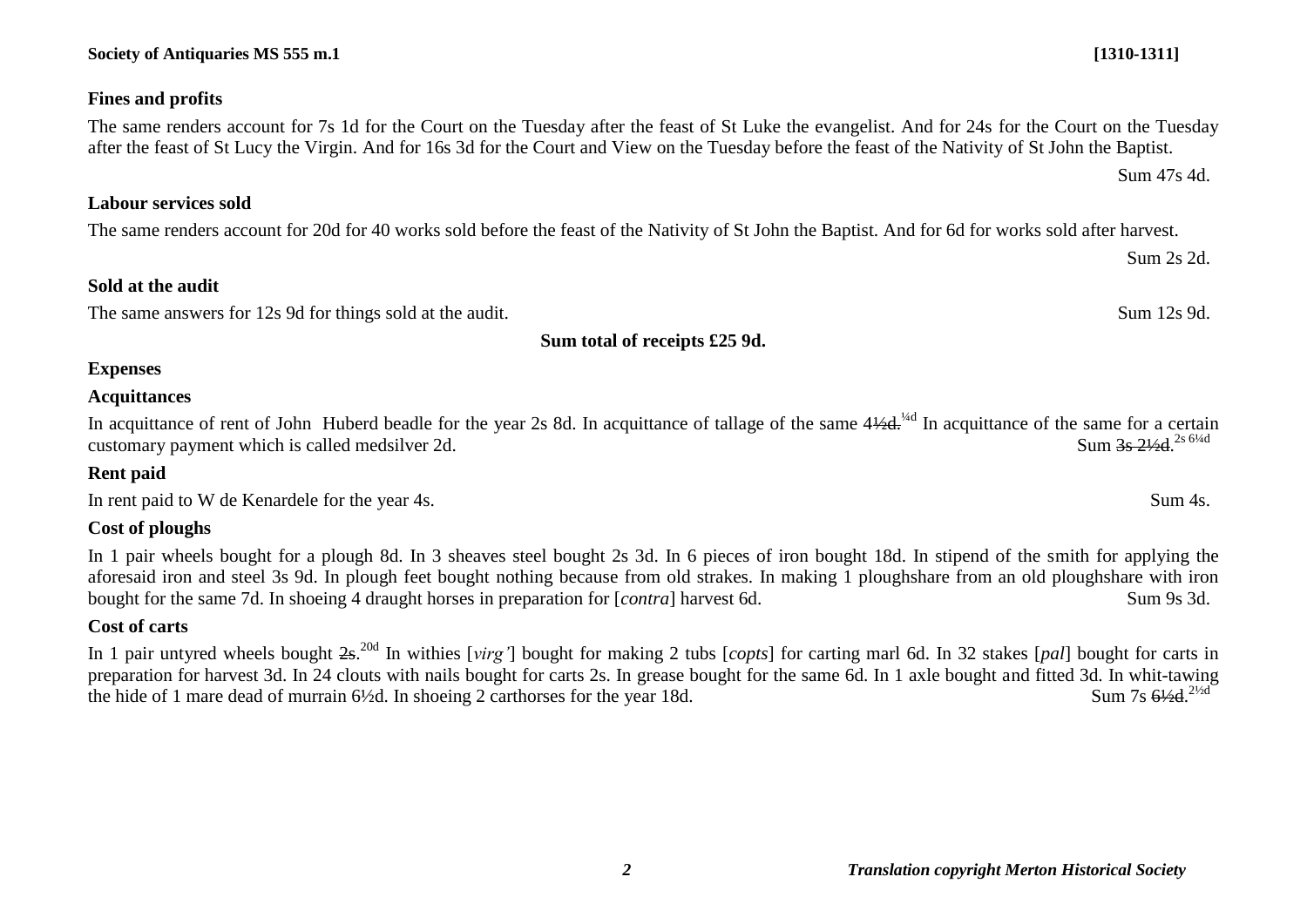### Fines and profits

The same renders account for 7s 1d for the Court on the Tuesday after the feast of St Luke the evangelist. And for 24s for the Court on the Tuesday after the feast of St Lucy the Virgin. And for 16s 3d for the Court and View on the Tuesday before the feast of the Nativity of St John the Baptist.

Sum 47s 4d.

### Labour services sold

The same renders account for 20d for 40 works sold before the feast of the Nativity of St John the Baptist. And for 6d for works sold after harvest.

Sum 2s 2d.

### Sold at the audit

The same answers for 12s 9d for things sold at the audit. Sum 12s 9d.

**Sum total of receipts £25 9d.**

### Expenses

### Acquittances

In acquittance of rent of John Huberd beadle for the year 2s 8d. In acquittance of tallage of the same ~~4½d.~~ ¼d In acquittance of the same for a certain customary payment which is called medsilver 2d. Sum ~~3s 2½d.~~ 2s 6¼d

### Rent paid

In rent paid to W de Kenardele for the year 4s. Sum 4s.

### Cost of ploughs

In 1 pair wheels bought for a plough 8d. In 3 sheaves steel bought 2s 3d. In 6 pieces of iron bought 18d. In stipend of the smith for applying the aforesaid iron and steel 3s 9d. In plough feet bought nothing because from old strakes. In making 1 ploughshare from an old ploughshare with iron bought for the same 7d. In shoeing 4 draught horses in preparation for [*contra*] harvest 6d. Sum 9s 3d.

### Cost of carts

In 1 pair untyred wheels bought ~~2s.~~ 20d In withies [*virg'*] bought for making 2 tubs [*copts*] for carting marl 6d. In 32 stakes [*pal*] bought for carts in preparation for harvest 3d. In 24 clouts with nails bought for carts 2s. In grease bought for the same 6d. In 1 axle bought and fitted 3d. In whit-tawing the hide of 1 mare dead of murrain 6½d. In shoeing 2 carthorses for the year 18d. Sum 7s ~~6½d.~~ 2½d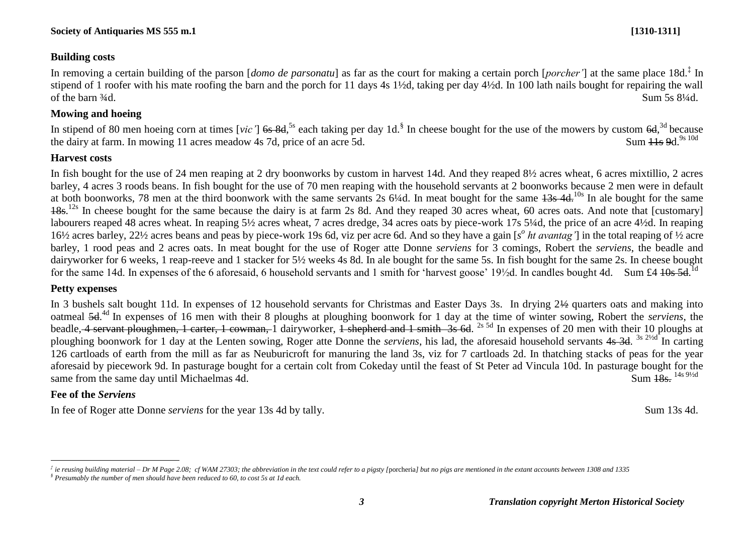**Society of Antiquaries MS 555 m.1** **[1310-1311]**

## Building costs

In removing a certain building of the parson [*domo de parsonatu*] as far as the court for making a certain porch [*porcher'*] at the same place 18d.[‡] In stipend of 1 roofer with his mate roofing the barn and the porch for 11 days 4s 1½d, taking per day 4½d. In 100 lath nails bought for repairing the wall of the barn ¾d. Sum 5s 8¼d.

## Mowing and hoeing

In stipend of 80 men hoeing corn at times [*vic'*] ~~6s 8d~~,[5s] each taking per day 1d.[§] In cheese bought for the use of the mowers by custom ~~6d~~,[3d] because the dairy at farm. In mowing 11 acres meadow 4s 7d, price of an acre 5d. Sum ~~11s 9d~~.[9s 10d]

## Harvest costs

In fish bought for the use of 24 men reaping at 2 dry boonworks by custom in harvest 14d. And they reaped 8½ acres wheat, 6 acres mixtillio, 2 acres barley, 4 acres 3 roods beans. In fish bought for the use of 70 men reaping with the household servants at 2 boonworks because 2 men were in default at both boonworks, 78 men at the third boonwork with the same servants 2s 6¼d. In meat bought for the same ~~13s 4d~~.[10s] In ale bought for the same ~~18s~~.[12s] In cheese bought for the same because the dairy is at farm 2s 8d. And they reaped 30 acres wheat, 60 acres oats. And note that [customary] labourers reaped 48 acres wheat. In reaping 5½ acres wheat, 7 acres dredge, 34 acres oats by piece-work 17s 5¼d, the price of an acre 4½d. In reaping 16½ acres barley, 22½ acres beans and peas by piece-work 19s 6d, viz per acre 6d. And so they have a gain [*s° ht avantag'*] in the total reaping of ½ acre barley, 1 rood peas and 2 acres oats. In meat bought for the use of Roger atte Donne *serviens* for 3 comings, Robert the *serviens*, the beadle and dairyworker for 6 weeks, 1 reap-reeve and 1 stacker for 5½ weeks 4s 8d. In ale bought for the same 5s. In fish bought for the same 2s. In cheese bought for the same 14d. In expenses of the 6 aforesaid, 6 household servants and 1 smith for 'harvest goose' 19½d. In candles bought 4d. Sum £4 ~~10s 5d~~.[1d]

## Petty expenses

In 3 bushels salt bought 11d. In expenses of 12 household servants for Christmas and Easter Days 3s. In drying 2~~½~~ quarters oats and making into oatmeal ~~5d~~.[4d] In expenses of 16 men with their 8 ploughs at ploughing boonwork for 1 day at the time of winter sowing, Robert the *serviens*, the beadle, ~~4 servant ploughmen, 1 carter, 1 cowman,~~ 1 dairyworker, ~~1 shepherd and 1 smith 3s 6d~~. [2s 5d] In expenses of 20 men with their 10 ploughs at ploughing boonwork for 1 day at the Lenten sowing, Roger atte Donne the *serviens*, his lad, the aforesaid household servants ~~4s 3d~~. [3s 2½d] In carting 126 cartloads of earth from the mill as far as Neuburicroft for manuring the land 3s, viz for 7 cartloads 2d. In thatching stacks of peas for the year aforesaid by piecework 9d. In pasturage bought for a certain colt from Cokeday until the feast of St Peter ad Vincula 10d. In pasturage bought for the same from the same day until Michaelmas 4d. Sum ~~18s~~. [14s 9½d]

## Fee of the *Serviens*

In fee of Roger atte Donne *serviens* for the year 13s 4d by tally. Sum 13s 4d.

---

‡ *ie reusing building material – Dr M Page 2.08; cf WAM 27303; the abbreviation in the text could refer to a pigsty [*porcheria*] but no pigs are mentioned in the extant accounts between 1308 and 1335*

§ *Presumably the number of men should have been reduced to 60, to cost 5s at 1d each.*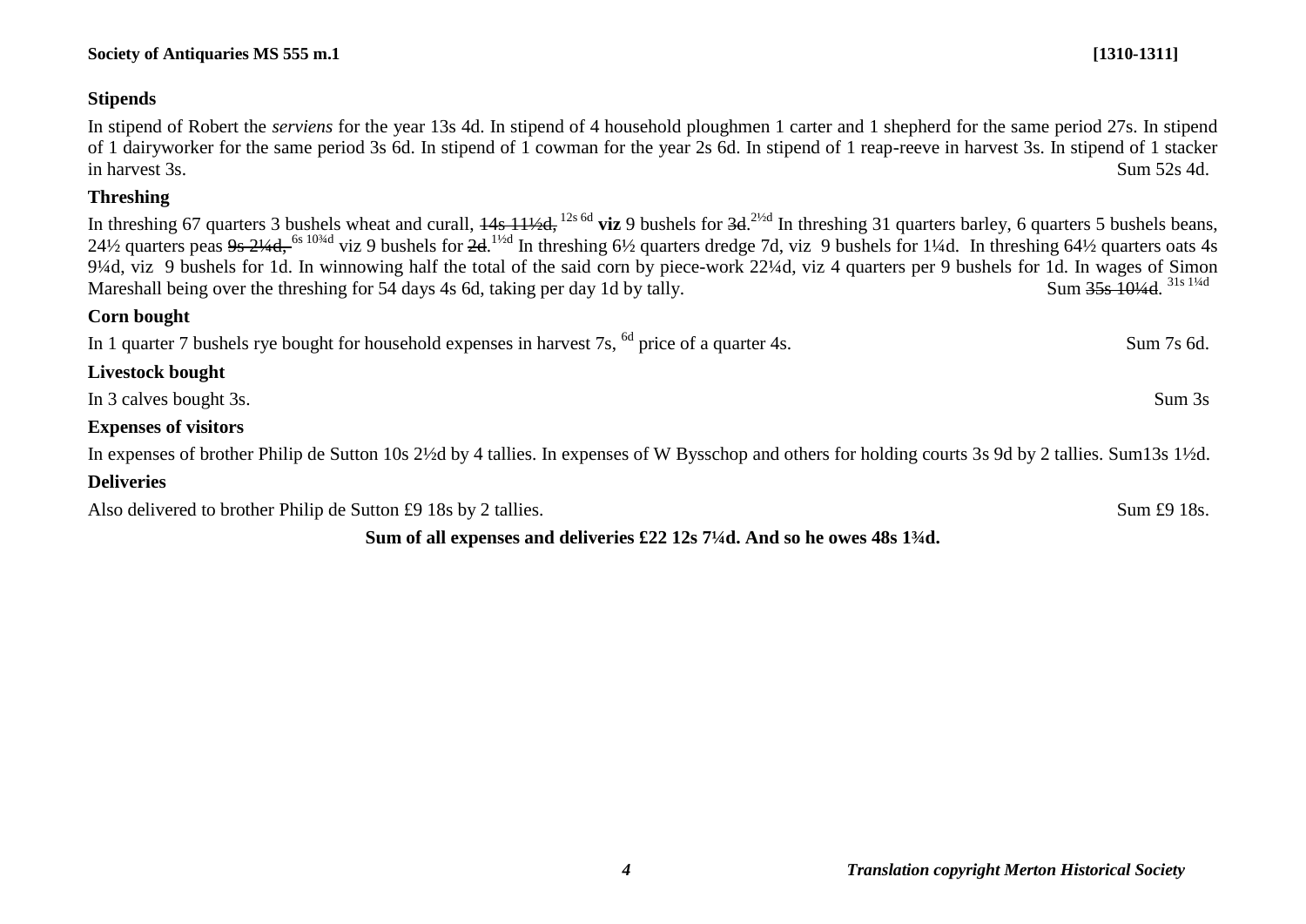## Stipends

In stipend of Robert the *serviens* for the year 13s 4d. In stipend of 4 household ploughmen 1 carter and 1 shepherd for the same period 27s. In stipend of 1 dairyworker for the same period 3s 6d. In stipend of 1 cowman for the year 2s 6d. In stipend of 1 reap-reeve in harvest 3s. In stipend of 1 stacker in harvest 3s. Sum 52s 4d.

## Threshing

In threshing 67 quarters 3 bushels wheat and curall, ~~14s 11½d,~~ 12s 6d **viz** 9 bushels for ~~3d.~~ 2½d In threshing 31 quarters barley, 6 quarters 5 bushels beans, 24½ quarters peas ~~9s 2¼d,~~ 6s 10¾d viz 9 bushels for ~~2d.~~ 1½d In threshing 6½ quarters dredge 7d, viz 9 bushels for 1¼d. In threshing 64½ quarters oats 4s 9¼d, viz 9 bushels for 1d. In winnowing half the total of the said corn by piece-work 22¼d, viz 4 quarters per 9 bushels for 1d. In wages of Simon Mareshall being over the threshing for 54 days 4s 6d, taking per day 1d by tally. Sum ~~35s 10¼d.~~ 31s 1¼d

## Corn bought

In 1 quarter 7 bushels rye bought for household expenses in harvest 7s, 6d price of a quarter 4s. Sum 7s 6d.

## Livestock bought

In 3 calves bought 3s. Sum 3s

## Expenses of visitors

In expenses of brother Philip de Sutton 10s 2½d by 4 tallies. In expenses of W Bysschop and others for holding courts 3s 9d by 2 tallies. Sum13s 1½d.

## Deliveries

Also delivered to brother Philip de Sutton £9 18s by 2 tallies. Sum £9 18s.

**Sum of all expenses and deliveries £22 12s 7¼d. And so he owes 48s 1¾d.**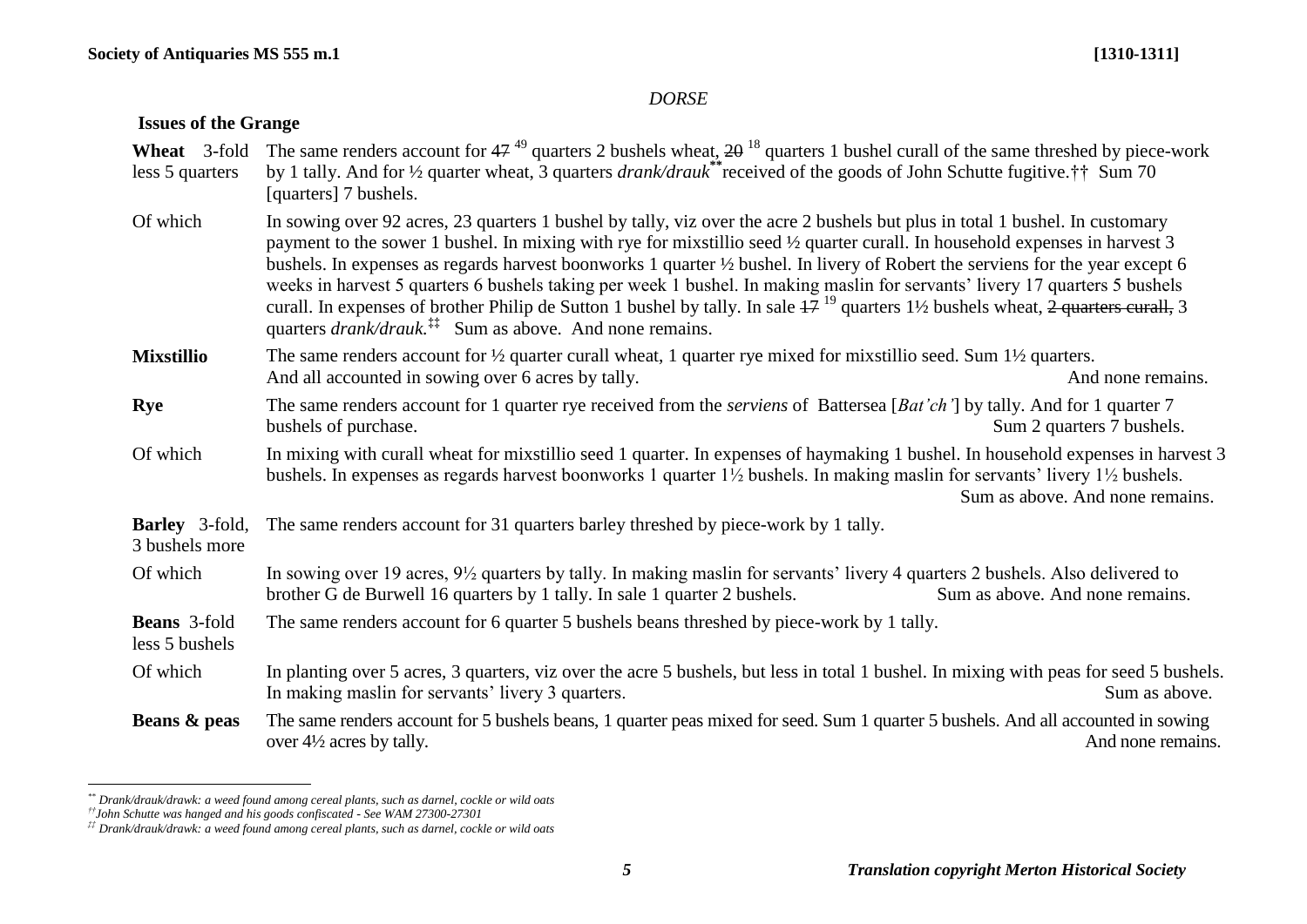*DORSE*

**Issues of the Grange**

| | |
|---|---|
| **Wheat** 3-fold less 5 quarters | The same renders account for ~~47~~ 49 quarters 2 bushels wheat, ~~20~~ 18 quarters 1 bushel curall of the same threshed by piece-work by 1 tally. And for ½ quarter wheat, 3 quarters *drank/drauk*[**] received of the goods of John Schutte fugitive.[††] Sum 70 [quarters] 7 bushels. |
| Of which | In sowing over 92 acres, 23 quarters 1 bushel by tally, viz over the acre 2 bushels but plus in total 1 bushel. In customary payment to the sower 1 bushel. In mixing with rye for mixstillio seed ½ quarter curall. In household expenses in harvest 3 bushels. In expenses as regards harvest boonworks 1 quarter ½ bushel. In livery of Robert the serviens for the year except 6 weeks in harvest 5 quarters 6 bushels taking per week 1 bushel. In making maslin for servants' livery 17 quarters 5 bushels curall. In expenses of brother Philip de Sutton 1 bushel by tally. In sale ~~17~~ 19 quarters 1½ bushels wheat, ~~2 quarters curall,~~ 3 quarters *drank/drauk.*[‡‡] Sum as above. And none remains. |
| **Mixstillio** | The same renders account for ½ quarter curall wheat, 1 quarter rye mixed for mixstillio seed. Sum 1½ quarters. And all accounted in sowing over 6 acres by tally. And none remains. |
| **Rye** | The same renders account for 1 quarter rye received from the *serviens* of Battersea [*Bat'ch'*] by tally. And for 1 quarter 7 bushels of purchase. Sum 2 quarters 7 bushels. |
| Of which | In mixing with curall wheat for mixstillio seed 1 quarter. In expenses of haymaking 1 bushel. In household expenses in harvest 3 bushels. In expenses as regards harvest boonworks 1 quarter 1½ bushels. In making maslin for servants' livery 1½ bushels. Sum as above. And none remains. |
| **Barley** 3-fold, 3 bushels more | The same renders account for 31 quarters barley threshed by piece-work by 1 tally. |
| Of which | In sowing over 19 acres, 9½ quarters by tally. In making maslin for servants' livery 4 quarters 2 bushels. Also delivered to brother G de Burwell 16 quarters by 1 tally. In sale 1 quarter 2 bushels. Sum as above. And none remains. |
| **Beans** 3-fold less 5 bushels | The same renders account for 6 quarter 5 bushels beans threshed by piece-work by 1 tally. |
| Of which | In planting over 5 acres, 3 quarters, viz over the acre 5 bushels, but less in total 1 bushel. In mixing with peas for seed 5 bushels. In making maslin for servants' livery 3 quarters. Sum as above. |
| **Beans & peas** | The same renders account for 5 bushels beans, 1 quarter peas mixed for seed. Sum 1 quarter 5 bushels. And all accounted in sowing over 4½ acres by tally. And none remains. |

---

[**] *Drank/drauk/drawk: a weed found among cereal plants, such as darnel, cockle or wild oats*

[††] *John Schutte was hanged and his goods confiscated - See WAM 27300-27301*

[‡‡] *Drank/drauk/drawk: a weed found among cereal plants, such as darnel, cockle or wild oats*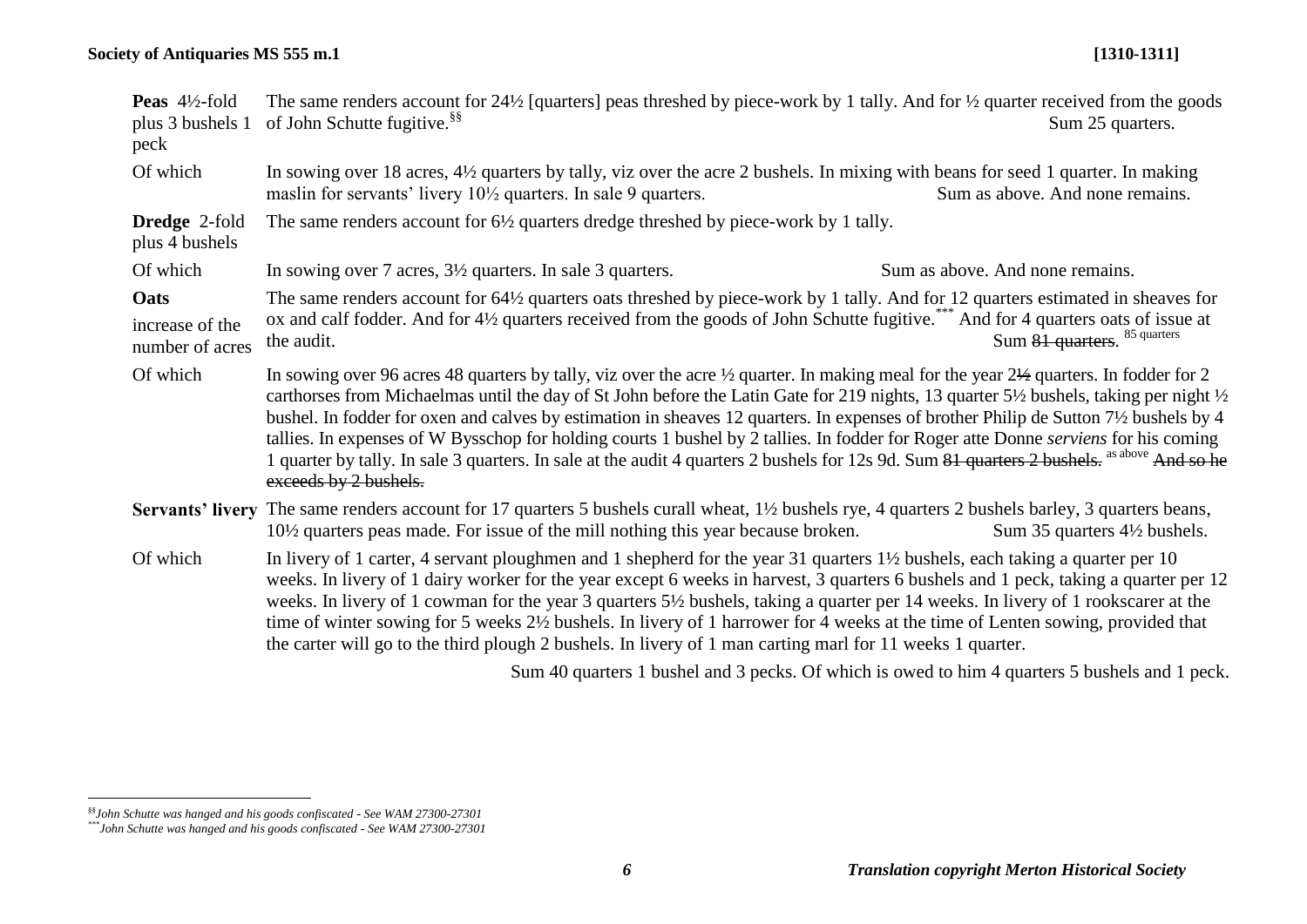| | |
|---|---|
| **Peas** 4½-fold plus 3 bushels 1 peck | The same renders account for 24½ [quarters] peas threshed by piece-work by 1 tally. And for ½ quarter received from the goods of John Schutte fugitive.[§§] Sum 25 quarters. |
| Of which | In sowing over 18 acres, 4½ quarters by tally, viz over the acre 2 bushels. In mixing with beans for seed 1 quarter. In making maslin for servants' livery 10½ quarters. In sale 9 quarters. Sum as above. And none remains. |
| **Dredge** 2-fold plus 4 bushels | The same renders account for 6½ quarters dredge threshed by piece-work by 1 tally. |
| Of which | In sowing over 7 acres, 3½ quarters. In sale 3 quarters. Sum as above. And none remains. |
| **Oats** increase of the number of acres | The same renders account for 64½ quarters oats threshed by piece-work by 1 tally. And for 12 quarters estimated in sheaves for ox and calf fodder. And for 4½ quarters received from the goods of John Schutte fugitive.[***] And for 4 quarters oats of issue at the audit. Sum ~~81 quarters~~. 85 quarters |
| Of which | In sowing over 96 acres 48 quarters by tally, viz over the acre ½ quarter. In making meal for the year 2~~½~~ quarters. In fodder for 2 carthorses from Michaelmas until the day of St John before the Latin Gate for 219 nights, 13 quarter 5½ bushels, taking per night ½ bushel. In fodder for oxen and calves by estimation in sheaves 12 quarters. In expenses of brother Philip de Sutton 7½ bushels by 4 tallies. In expenses of W Bysschop for holding courts 1 bushel by 2 tallies. In fodder for Roger atte Donne *serviens* for his coming 1 quarter by tally. In sale 3 quarters. In sale at the audit 4 quarters 2 bushels for 12s 9d. Sum ~~81 quarters 2 bushels.~~ as above ~~And so he exceeds by 2 bushels.~~ |
| **Servants' livery** | The same renders account for 17 quarters 5 bushels curall wheat, 1½ bushels rye, 4 quarters 2 bushels barley, 3 quarters beans, 10½ quarters peas made. For issue of the mill nothing this year because broken. Sum 35 quarters 4½ bushels. |
| Of which | In livery of 1 carter, 4 servant ploughmen and 1 shepherd for the year 31 quarters 1½ bushels, each taking a quarter per 10 weeks. In livery of 1 dairy worker for the year except 6 weeks in harvest, 3 quarters 6 bushels and 1 peck, taking a quarter per 12 weeks. In livery of 1 cowman for the year 3 quarters 5½ bushels, taking a quarter per 14 weeks. In livery of 1 rookscarer at the time of winter sowing for 5 weeks 2½ bushels. In livery of 1 harrower for 4 weeks at the time of Lenten sowing, provided that the carter will go to the third plough 2 bushels. In livery of 1 man carting marl for 11 weeks 1 quarter. |

Sum 40 quarters 1 bushel and 3 pecks. Of which is owed to him 4 quarters 5 bushels and 1 peck.

[§§] *John Schutte was hanged and his goods confiscated - See WAM 27300-27301*

[***] *John Schutte was hanged and his goods confiscated - See WAM 27300-27301*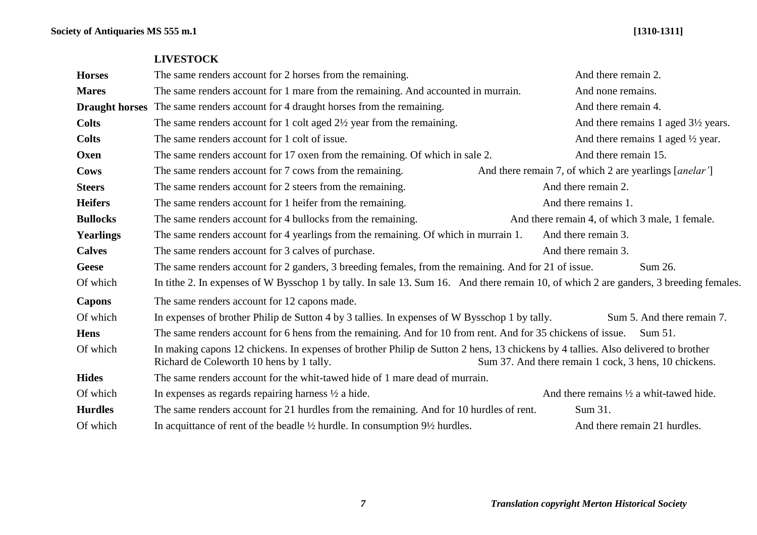## LIVESTOCK

| | | |
|---|---|---|
| **Horses** | The same renders account for 2 horses from the remaining. | And there remain 2. |
| **Mares** | The same renders account for 1 mare from the remaining. And accounted in murrain. | And none remains. |
| **Draught horses** | The same renders account for 4 draught horses from the remaining. | And there remain 4. |
| **Colts** | The same renders account for 1 colt aged 2½ year from the remaining. | And there remains 1 aged 3½ years. |
| **Colts** | The same renders account for 1 colt of issue. | And there remains 1 aged ½ year. |
| **Oxen** | The same renders account for 17 oxen from the remaining. Of which in sale 2. | And there remain 15. |
| **Cows** | The same renders account for 7 cows from the remaining. | And there remain 7, of which 2 are yearlings [*anelar'*] |
| **Steers** | The same renders account for 2 steers from the remaining. | And there remain 2. |
| **Heifers** | The same renders account for 1 heifer from the remaining. | And there remains 1. |
| **Bullocks** | The same renders account for 4 bullocks from the remaining. | And there remain 4, of which 3 male, 1 female. |
| **Yearlings** | The same renders account for 4 yearlings from the remaining. Of which in murrain 1. | And there remain 3. |
| **Calves** | The same renders account for 3 calves of purchase. | And there remain 3. |
| **Geese** | The same renders account for 2 ganders, 3 breeding females, from the remaining. And for 21 of issue. | Sum 26. |
| Of which | In tithe 2. In expenses of W Bysschop 1 by tally. In sale 13. Sum 16. | And there remain 10, of which 2 are ganders, 3 breeding females. |
| **Capons** | The same renders account for 12 capons made. | |
| Of which | In expenses of brother Philip de Sutton 4 by 3 tallies. In expenses of W Bysschop 1 by tally. | Sum 5. And there remain 7. |
| **Hens** | The same renders account for 6 hens from the remaining. And for 10 from rent. And for 35 chickens of issue. | Sum 51. |
| Of which | In making capons 12 chickens. In expenses of brother Philip de Sutton 2 hens, 13 chickens by 4 tallies. Also delivered to brother Richard de Coleworth 10 hens by 1 tally. | Sum 37. And there remain 1 cock, 3 hens, 10 chickens. |
| **Hides** | The same renders account for the whit-tawed hide of 1 mare dead of murrain. | |
| Of which | In expenses as regards repairing harness ½ a hide. | And there remains ½ a whit-tawed hide. |
| **Hurdles** | The same renders account for 21 hurdles from the remaining. And for 10 hurdles of rent. | Sum 31. |
| Of which | In acquittance of rent of the beadle ½ hurdle. In consumption 9½ hurdles. | And there remain 21 hurdles. |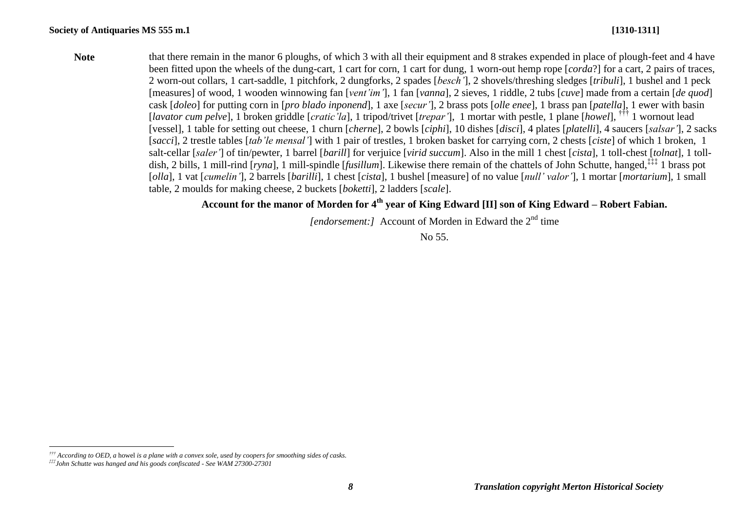**Note** that there remain in the manor 6 ploughs, of which 3 with all their equipment and 8 strakes expended in place of plough-feet and 4 have been fitted upon the wheels of the dung-cart, 1 cart for corn, 1 cart for dung, 1 worn-out hemp rope [*corda*?] for a cart, 2 pairs of traces, 2 worn-out collars, 1 cart-saddle, 1 pitchfork, 2 dungforks, 2 spades [*besch'*], 2 shovels/threshing sledges [*tribuli*], 1 bushel and 1 peck [measures] of wood, 1 wooden winnowing fan [*vent'im'*], 1 fan [*vanna*], 2 sieves, 1 riddle, 2 tubs [*cuve*] made from a certain [*de quod*] cask [*doleo*] for putting corn in [*pro blado inponend*], 1 axe [*secur'*], 2 brass pots [*olle enee*], 1 brass pan [*patella*], 1 ewer with basin [*lavator cum pelve*], 1 broken griddle [*cratic'la*], 1 tripod/trivet [*trepar'*], 1 mortar with pestle, 1 plane [*howel*],[†††] 1 wornout lead [vessel], 1 table for setting out cheese, 1 churn [*cherne*], 2 bowls [*ciphi*], 10 dishes [*disci*], 4 plates [*platelli*], 4 saucers [*salsar'*], 2 sacks [*sacci*], 2 trestle tables [*tab'le mensal'*] with 1 pair of trestles, 1 broken basket for carrying corn, 2 chests [*ciste*] of which 1 broken, 1 salt-cellar [*saler'*] of tin/pewter, 1 barrel [*barill*] for verjuice [*virid succum*]. Also in the mill 1 chest [*cista*], 1 toll-chest [*tolnat*], 1 toll-dish, 2 bills, 1 mill-rind [*ryna*], 1 mill-spindle [*fusillum*]. Likewise there remain of the chattels of John Schutte, hanged,[‡‡‡] 1 brass pot [*olla*], 1 vat [*cumelin'*], 2 barrels [*barilli*], 1 chest [*cista*], 1 bushel [measure] of no value [*null' valor'*], 1 mortar [*mortarium*], 1 small table, 2 moulds for making cheese, 2 buckets [*boketti*], 2 ladders [*scale*].

**Account for the manor of Morden for 4th year of King Edward [II] son of King Edward – Robert Fabian.**

*[endorsement:]* Account of Morden in Edward the 2nd time

No 55.

---

[†††] *According to OED, a* howel *is a plane with a convex sole, used by coopers for smoothing sides of casks.*

[‡‡‡] *John Schutte was hanged and his goods confiscated - See WAM 27300-27301*